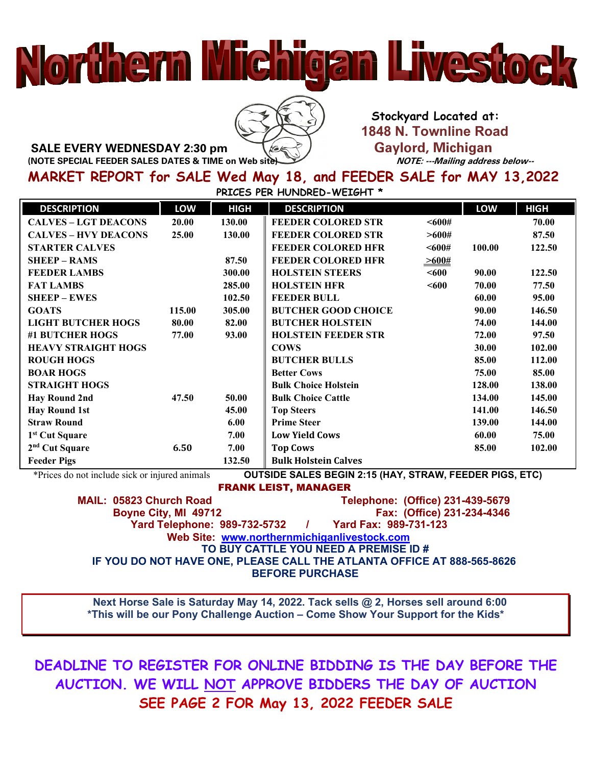# Northern Michigan Livestock

**SALE EVERY WEDNESDAY 2:30 pm**
**(NOTE SPECIAL FEEDER SALES DATES & TIME on Web site)**

**Stockyard Located at:**
**1848 N. Townline Road**
**Gaylord, Michigan**
***NOTE: ---Mailing address below--***

## MARKET REPORT for SALE Wed May 18, and FEEDER SALE for MAY 13,2022

**PRICES PER HUNDRED-WEIGHT ***

| DESCRIPTION | LOW | HIGH | DESCRIPTION | | LOW | HIGH |
|---|---|---|---|---|---|---|
| CALVES – LGT DEACONS | 20.00 | 130.00 | FEEDER COLORED STR | <600# | | 70.00 |
| CALVES – HVY DEACONS | 25.00 | 130.00 | FEEDER COLORED STR | >600# | | 87.50 |
| STARTER CALVES | | | FEEDER COLORED HFR | <600# | 100.00 | 122.50 |
| SHEEP – RAMS | | 87.50 | FEEDER COLORED HFR | >600# | | |
| FEEDER LAMBS | | 300.00 | HOLSTEIN STEERS | <600 | 90.00 | 122.50 |
| FAT LAMBS | | 285.00 | HOLSTEIN HFR | <600 | 70.00 | 77.50 |
| SHEEP – EWES | | 102.50 | FEEDER BULL | | 60.00 | 95.00 |
| GOATS | 115.00 | 305.00 | BUTCHER GOOD CHOICE | | 90.00 | 146.50 |
| LIGHT BUTCHER HOGS | 80.00 | 82.00 | BUTCHER HOLSTEIN | | 74.00 | 144.00 |
| #1 BUTCHER HOGS | 77.00 | 93.00 | HOLSTEIN FEEDER STR | | 72.00 | 97.50 |
| HEAVY STRAIGHT HOGS | | | COWS | | 30.00 | 102.00 |
| ROUGH HOGS | | | BUTCHER BULLS | | 85.00 | 112.00 |
| BOAR HOGS | | | Better Cows | | 75.00 | 85.00 |
| STRAIGHT HOGS | | | Bulk Choice Holstein | | 128.00 | 138.00 |
| Hay Round 2nd | 47.50 | 50.00 | Bulk Choice Cattle | | 134.00 | 145.00 |
| Hay Round 1st | | 45.00 | Top Steers | | 141.00 | 146.50 |
| Straw Round | | 6.00 | Prime Steer | | 139.00 | 144.00 |
| 1st Cut Square | | 7.00 | Low Yield Cows | | 60.00 | 75.00 |
| 2nd Cut Square | 6.50 | 7.00 | Top Cows | | 85.00 | 102.00 |
| Feeder Pigs | | 132.50 | Bulk Holstein Calves | | | |

*Prices do not include sick or injured animals

**OUTSIDE SALES BEGIN 2:15 (HAY, STRAW, FEEDER PIGS, ETC)**

**FRANK LEIST, MANAGER**

**MAIL: 05823 Church Road**
**Boyne City, MI 49712**

**Telephone: (Office) 231-439-5679**
**Fax: (Office) 231-234-4346**

**Yard Telephone: 989-732-5732 / Yard Fax: 989-731-123**

**Web Site: www.northernmichiganlivestock.com**

**TO BUY CATTLE YOU NEED A PREMISE ID #**
**IF YOU DO NOT HAVE ONE, PLEASE CALL THE ATLANTA OFFICE AT 888-565-8626 BEFORE PURCHASE**

**Next Horse Sale is Saturday May 14, 2022. Tack sells @ 2, Horses sell around 6:00**
***This will be our Pony Challenge Auction – Come Show Your Support for the Kids***

**DEADLINE TO REGISTER FOR ONLINE BIDDING IS THE DAY BEFORE THE AUCTION. WE WILL NOT APPROVE BIDDERS THE DAY OF AUCTION**

**SEE PAGE 2 FOR May 13, 2022 FEEDER SALE**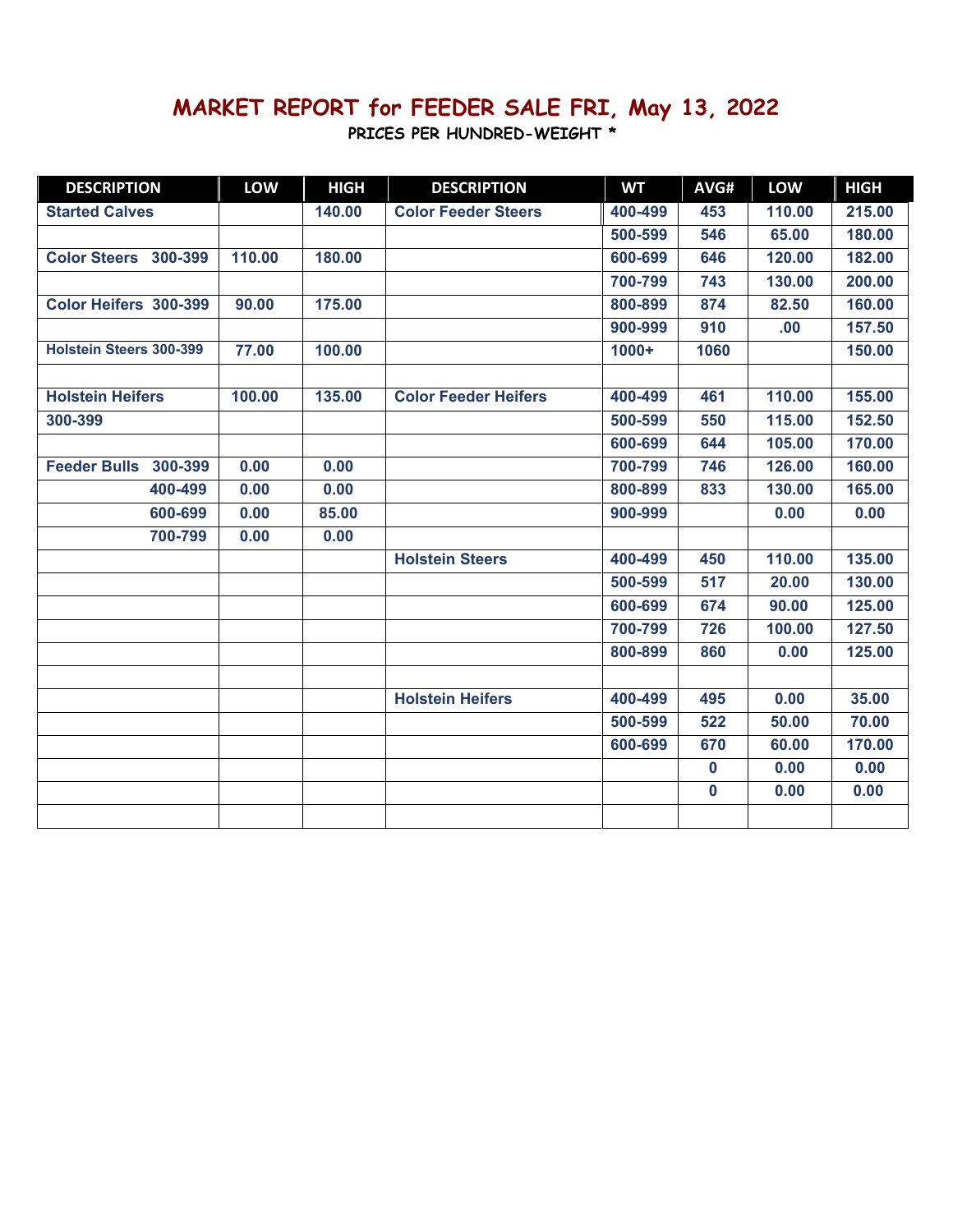# MARKET REPORT for FEEDER SALE FRI, May 13, 2022

**PRICES PER HUNDRED-WEIGHT ***

| DESCRIPTION | LOW | HIGH | DESCRIPTION | WT | AVG# | LOW | HIGH |
|---|---|---|---|---|---|---|---|
| Started Calves | | 140.00 | Color Feeder Steers | 400-499 | 453 | 110.00 | 215.00 |
| | | | | 500-599 | 546 | 65.00 | 180.00 |
| Color Steers 300-399 | 110.00 | 180.00 | | 600-699 | 646 | 120.00 | 182.00 |
| | | | | 700-799 | 743 | 130.00 | 200.00 |
| Color Heifers 300-399 | 90.00 | 175.00 | | 800-899 | 874 | 82.50 | 160.00 |
| | | | | 900-999 | 910 | .00 | 157.50 |
| Holstein Steers 300-399 | 77.00 | 100.00 | | 1000+ | 1060 | | 150.00 |
| | | | | | | | |
| Holstein Heifers | 100.00 | 135.00 | Color Feeder Heifers | 400-499 | 461 | 110.00 | 155.00 |
| 300-399 | | | | 500-599 | 550 | 115.00 | 152.50 |
| | | | | 600-699 | 644 | 105.00 | 170.00 |
| Feeder Bulls 300-399 | 0.00 | 0.00 | | 700-799 | 746 | 126.00 | 160.00 |
| 400-499 | 0.00 | 0.00 | | 800-899 | 833 | 130.00 | 165.00 |
| 600-699 | 0.00 | 85.00 | | 900-999 | | 0.00 | 0.00 |
| 700-799 | 0.00 | 0.00 | | | | | |
| | | | Holstein Steers | 400-499 | 450 | 110.00 | 135.00 |
| | | | | 500-599 | 517 | 20.00 | 130.00 |
| | | | | 600-699 | 674 | 90.00 | 125.00 |
| | | | | 700-799 | 726 | 100.00 | 127.50 |
| | | | | 800-899 | 860 | 0.00 | 125.00 |
| | | | | | | | |
| | | | Holstein Heifers | 400-499 | 495 | 0.00 | 35.00 |
| | | | | 500-599 | 522 | 50.00 | 70.00 |
| | | | | 600-699 | 670 | 60.00 | 170.00 |
| | | | | | 0 | 0.00 | 0.00 |
| | | | | | 0 | 0.00 | 0.00 |
| | | | | | | | |